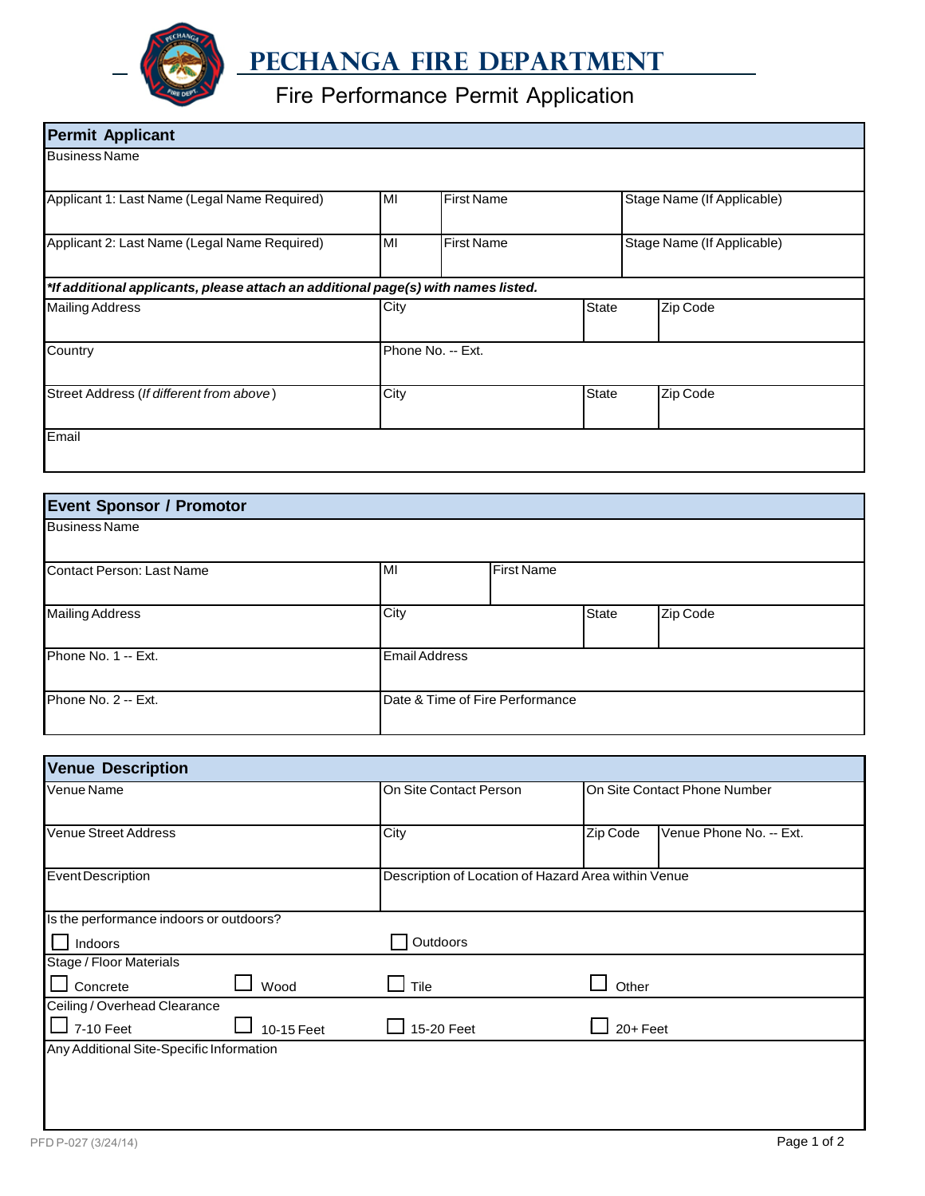# PECHANGA FIRE DEPARTMENT

## Fire Performance Permit Application

### Permit Applicant

| Business Name | | | |
|---|---|---|---|
| Applicant 1: Last Name (Legal Name Required) | MI | First Name | Stage Name (If Applicable) |
| Applicant 2: Last Name (Legal Name Required) | MI | First Name | Stage Name (If Applicable) |

***If additional applicants, please attach an additional page(s) with names listed.**

| Mailing Address | City | State | Zip Code |
|---|---|---|---|
| Country | Phone No. -- Ext. | | |
| Street Address (*If different from above*) | City | State | Zip Code |
| Email | | | |

### Event Sponsor / Promotor

| Business Name | | | |
|---|---|---|---|
| Contact Person: Last Name | MI | First Name | |
| Mailing Address | City | State | Zip Code |
| Phone No. 1 -- Ext. | Email Address | | |
| Phone No. 2 -- Ext. | Date & Time of Fire Performance | | |

### Venue Description

| Venue Name | On Site Contact Person | On Site Contact Phone Number | |
|---|---|---|---|
| Venue Street Address | City | Zip Code | Venue Phone No. -- Ext. |
| Event Description | Description of Location of Hazard Area within Venue | | |

Is the performance indoors or outdoors?

☐ Indoors ☐ Outdoors

Stage / Floor Materials

☐ Concrete ☐ Wood ☐ Tile ☐ Other

Ceiling / Overhead Clearance

☐ 7-10 Feet ☐ 10-15 Feet ☐ 15-20 Feet ☐ 20+ Feet

Any Additional Site-Specific Information

PFD P-027 (3/24/14)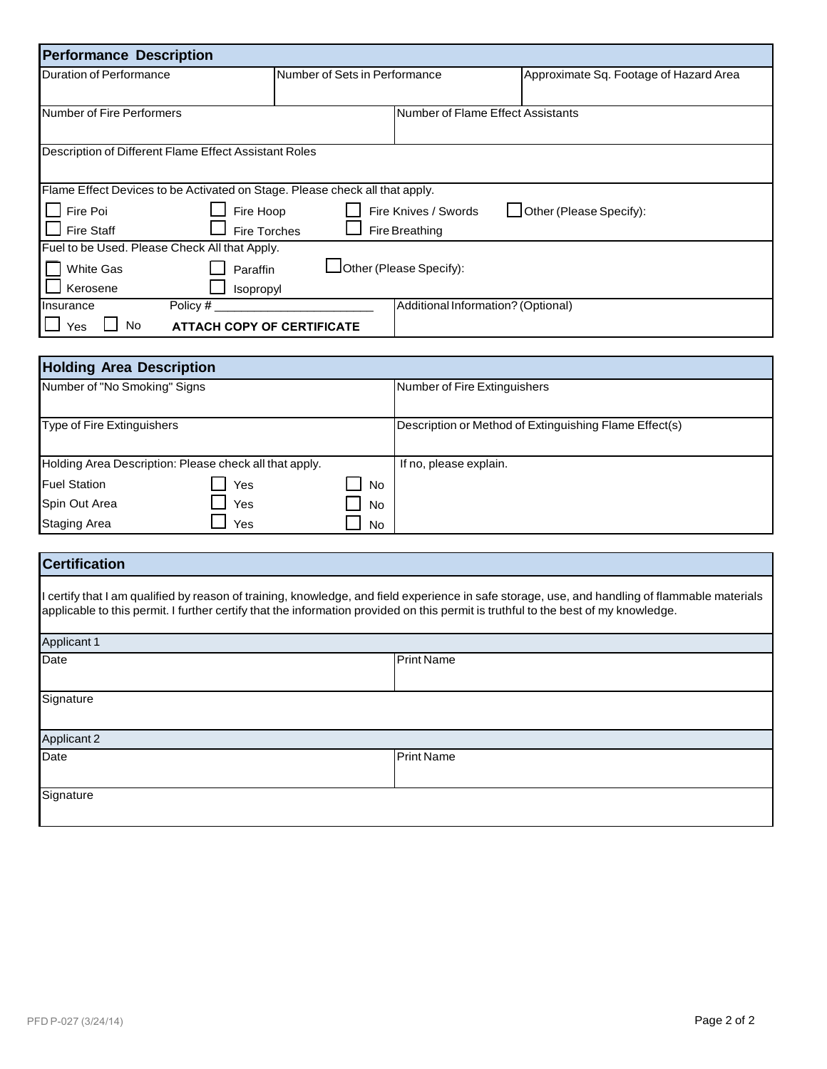## Performance Description

| | | |
|---|---|---|
| Duration of Performance | Number of Sets in Performance | Approximate Sq. Footage of Hazard Area |
| Number of Fire Performers | Number of Flame Effect Assistants | |

Description of Different Flame Effect Assistant Roles

Flame Effect Devices to be Activated on Stage. Please check all that apply.

- ☐ Fire Poi
- ☐ Fire Hoop
- ☐ Fire Knives / Swords
- ☐ Other (Please Specify):
- ☐ Fire Staff
- ☐ Fire Torches
- ☐ Fire Breathing

Fuel to be Used. Please Check All that Apply.

- ☐ White Gas
- ☐ Paraffin
- ☐ Other (Please Specify):
- ☐ Kerosene
- ☐ Isopropyl

Insurance Policy # ________________________

☐ Yes ☐ No **ATTACH COPY OF CERTIFICATE**

Additional Information? (Optional)

## Holding Area Description

| | |
|---|---|
| Number of "No Smoking" Signs | Number of Fire Extinguishers |
| Type of Fire Extinguishers | Description or Method of Extinguishing Flame Effect(s) |

Holding Area Description: Please check all that apply.

| | | | |
|---|---|---|---|
| Fuel Station | ☐ Yes | ☐ No | If no, please explain. |
| Spin Out Area | ☐ Yes | ☐ No | |
| Staging Area | ☐ Yes | ☐ No | |

## Certification

I certify that I am qualified by reason of training, knowledge, and field experience in safe storage, use, and handling of flammable materials applicable to this permit. I further certify that the information provided on this permit is truthful to the best of my knowledge.

**Applicant 1**

| | |
|---|---|
| Date | Print Name |
| Signature | |

**Applicant 2**

| | |
|---|---|
| Date | Print Name |
| Signature | |

PFD P-027 (3/24/14)